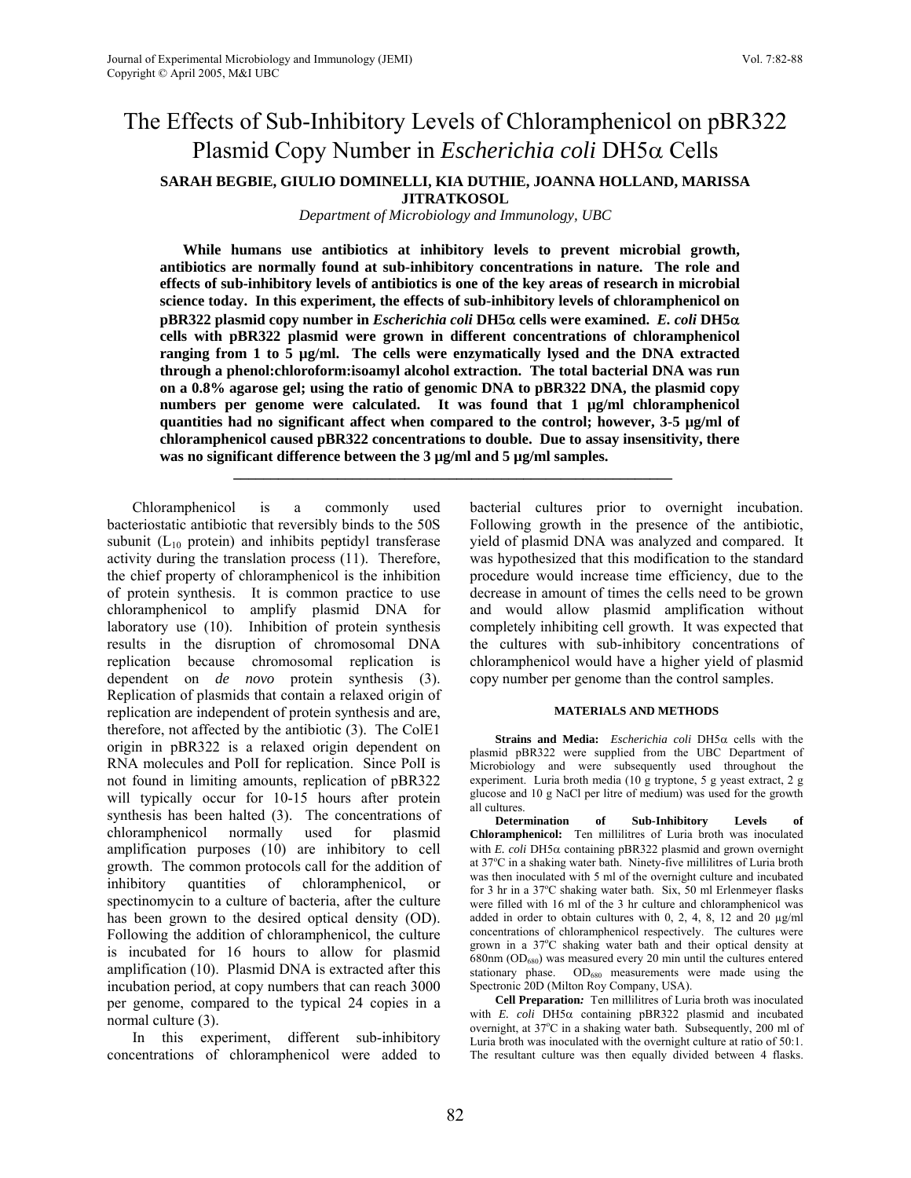# The Effects of Sub-Inhibitory Levels of Chloramphenicol on pBR322 Plasmid Copy Number in *Escherichia coli* DH5α Cells

**SARAH BEGBIE, GIULIO DOMINELLI, KIA DUTHIE, JOANNA HOLLAND, MARISSA JITRATKOSOL**

*Department of Microbiology and Immunology, UBC*

**While humans use antibiotics at inhibitory levels to prevent microbial growth, antibiotics are normally found at sub-inhibitory concentrations in nature. The role and effects of sub-inhibitory levels of antibiotics is one of the key areas of research in microbial science today. In this experiment, the effects of sub-inhibitory levels of chloramphenicol on pBR322 plasmid copy number in *Escherichia coli* DH5α cells were examined. *E. coli* DH5α cells with pBR322 plasmid were grown in different concentrations of chloramphenicol ranging from 1 to 5 µg/ml. The cells were enzymatically lysed and the DNA extracted through a phenol:chloroform:isoamyl alcohol extraction. The total bacterial DNA was run on a 0.8% agarose gel; using the ratio of genomic DNA to pBR322 DNA, the plasmid copy numbers per genome were calculated. It was found that 1 µg/ml chloramphenicol quantities had no significant affect when compared to the control; however, 3-5 µg/ml of chloramphenicol caused pBR322 concentrations to double. Due to assay insensitivity, there was no significant difference between the 3 µg/ml and 5 µg/ml samples.**

---

Chloramphenicol is a commonly used bacteriostatic antibiotic that reversibly binds to the 50S subunit ($L_{10}$ protein) and inhibits peptidyl transferase activity during the translation process (11). Therefore, the chief property of chloramphenicol is the inhibition of protein synthesis. It is common practice to use chloramphenicol to amplify plasmid DNA for laboratory use (10). Inhibition of protein synthesis results in the disruption of chromosomal DNA replication because chromosomal replication is dependent on *de novo* protein synthesis (3). Replication of plasmids that contain a relaxed origin of replication are independent of protein synthesis and are, therefore, not affected by the antibiotic (3). The ColE1 origin in pBR322 is a relaxed origin dependent on RNA molecules and PolI for replication. Since PolI is not found in limiting amounts, replication of pBR322 will typically occur for 10-15 hours after protein synthesis has been halted (3). The concentrations of chloramphenicol normally used for plasmid amplification purposes (10) are inhibitory to cell growth. The common protocols call for the addition of inhibitory quantities of chloramphenicol, or spectinomycin to a culture of bacteria, after the culture has been grown to the desired optical density (OD). Following the addition of chloramphenicol, the culture is incubated for 16 hours to allow for plasmid amplification (10). Plasmid DNA is extracted after this incubation period, at copy numbers that can reach 3000 per genome, compared to the typical 24 copies in a normal culture (3).

In this experiment, different sub-inhibitory concentrations of chloramphenicol were added to bacterial cultures prior to overnight incubation. Following growth in the presence of the antibiotic, yield of plasmid DNA was analyzed and compared. It was hypothesized that this modification to the standard procedure would increase time efficiency, due to the decrease in amount of times the cells need to be grown and would allow plasmid amplification without completely inhibiting cell growth. It was expected that the cultures with sub-inhibitory concentrations of chloramphenicol would have a higher yield of plasmid copy number per genome than the control samples.

## MATERIALS AND METHODS

**Strains and Media:** *Escherichia coli* DH5α cells with the plasmid pBR322 were supplied from the UBC Department of Microbiology and were subsequently used throughout the experiment. Luria broth media (10 g tryptone, 5 g yeast extract, 2 g glucose and 10 g NaCl per litre of medium) was used for the growth all cultures.

**Determination of Sub-Inhibitory Levels of Chloramphenicol:** Ten millilitres of Luria broth was inoculated with *E. coli* DH5α containing pBR322 plasmid and grown overnight at 37ºC in a shaking water bath. Ninety-five millilitres of Luria broth was then inoculated with 5 ml of the overnight culture and incubated for 3 hr in a 37ºC shaking water bath. Six, 50 ml Erlenmeyer flasks were filled with 16 ml of the 3 hr culture and chloramphenicol was added in order to obtain cultures with 0, 2, 4, 8, 12 and 20 µg/ml concentrations of chloramphenicol respectively. The cultures were grown in a 37ºC shaking water bath and their optical density at 680nm ($OD_{680}$) was measured every 20 min until the cultures entered stationary phase. $OD_{680}$ measurements were made using the Spectronic 20D (Milton Roy Company, USA).

**Cell Preparation*:*** Ten millilitres of Luria broth was inoculated with *E. coli* DH5α containing pBR322 plasmid and incubated overnight, at 37ºC in a shaking water bath. Subsequently, 200 ml of Luria broth was inoculated with the overnight culture at ratio of 50:1. The resultant culture was then equally divided between 4 flasks.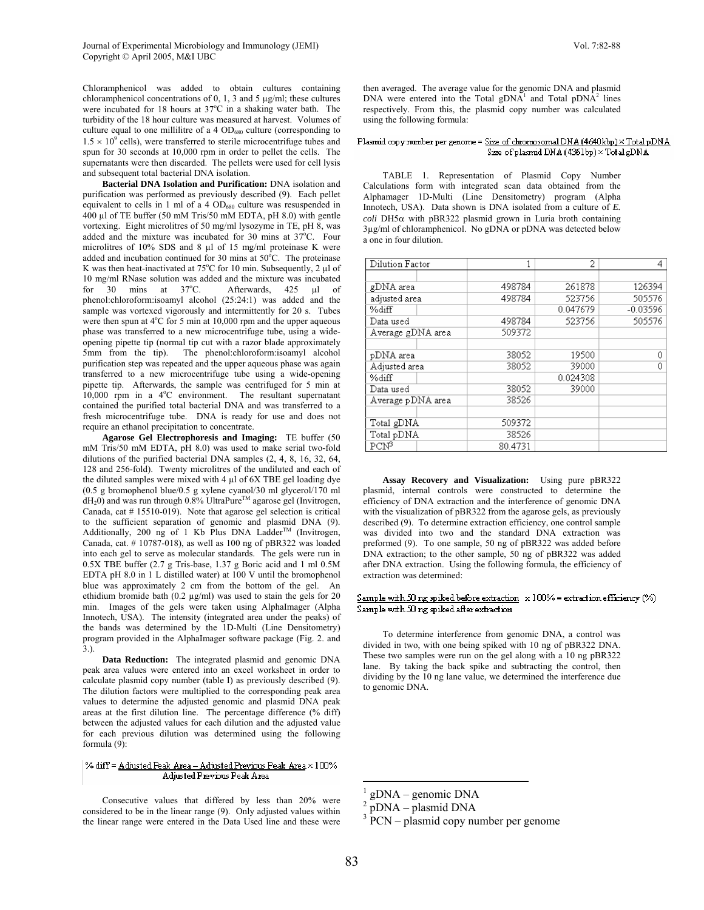Chloramphenicol was added to obtain cultures containing chloramphenicol concentrations of 0, 1, 3 and 5 µg/ml; these cultures were incubated for 18 hours at 37°C in a shaking water bath. The turbidity of the 18 hour culture was measured at harvest. Volumes of culture equal to one millilitre of a 4 $OD_{680}$ culture (corresponding to $1.5 \times 10^9$ cells), were transferred to sterile microcentrifuge tubes and spun for 30 seconds at 10,000 rpm in order to pellet the cells. The supernatants were then discarded. The pellets were used for cell lysis and subsequent total bacterial DNA isolation.

**Bacterial DNA Isolation and Purification:** DNA isolation and purification was performed as previously described (9). Each pellet equivalent to cells in 1 ml of a 4 $OD_{680}$ culture was resuspended in 400 µl of TE buffer (50 mM Tris/50 mM EDTA, pH 8.0) with gentle vortexing. Eight microlitres of 50 mg/ml lysozyme in TE, pH 8, was added and the mixture was incubated for 30 mins at 37°C. Four microlitres of 10% SDS and 8 µl of 15 mg/ml proteinase K were added and incubation continued for 30 mins at 50°C. The proteinase K was then heat-inactivated at 75°C for 10 min. Subsequently, 2 µl of 10 mg/ml RNase solution was added and the mixture was incubated for 30 mins at 37°C. Afterwards, 425 µl of phenol:chloroform:isoamyl alcohol (25:24:1) was added and the sample was vortexed vigorously and intermittently for 20 s. Tubes were then spun at 4°C for 5 min at 10,000 rpm and the upper aqueous phase was transferred to a new microcentrifuge tube, using a wide-opening pipette tip (normal tip cut with a razor blade approximately 5mm from the tip). The phenol:chloroform:isoamyl alcohol purification step was repeated and the upper aqueous phase was again transferred to a new microcentrifuge tube using a wide-opening pipette tip. Afterwards, the sample was centrifuged for 5 min at 10,000 rpm in a 4°C environment. The resultant supernatant contained the purified total bacterial DNA and was transferred to a fresh microcentrifuge tube. DNA is ready for use and does not require an ethanol precipitation to concentrate.

**Agarose Gel Electrophoresis and Imaging:** TE buffer (50 mM Tris/50 mM EDTA, pH 8.0) was used to make serial two-fold dilutions of the purified bacterial DNA samples (2, 4, 8, 16, 32, 64, 128 and 256-fold). Twenty microlitres of the undiluted and each of the diluted samples were mixed with 4 µl of 6X TBE gel loading dye (0.5 g bromophenol blue/0.5 g xylene cyanol/30 ml glycerol/170 ml $dH_2O$) and was run through 0.8% UltraPure™ agarose gel (Invitrogen, Canada, cat # 15510-019). Note that agarose gel selection is critical to the sufficient separation of genomic and plasmid DNA (9). Additionally, 200 ng of 1 Kb Plus DNA Ladder™ (Invitrogen, Canada, cat. # 10787-018), as well as 100 ng of pBR322 was loaded into each gel to serve as molecular standards. The gels were run in 0.5X TBE buffer (2.7 g Tris-base, 1.37 g Boric acid and 1 ml 0.5M EDTA pH 8.0 in 1 L distilled water) at 100 V until the bromophenol blue was approximately 2 cm from the bottom of the gel. An ethidium bromide bath (0.2 µg/ml) was used to stain the gels for 20 min. Images of the gels were taken using AlphaImager (Alpha Innotech, USA). The intensity (integrated area under the peaks) of the bands was determined by the 1D-Multi (Line Densitometry) program provided in the AlphaImager software package (Fig. 2. and 3.).

**Data Reduction:** The integrated plasmid and genomic DNA peak area values were entered into an excel worksheet in order to calculate plasmid copy number (table I) as previously described (9). The dilution factors were multiplied to the corresponding peak area values to determine the adjusted genomic and plasmid DNA peak areas at the first dilution line. The percentage difference (% diff) between the adjusted values for each dilution and the adjusted value for each previous dilution was determined using the following formula (9):

$$\% \text{ diff} = \frac{\text{Adjusted Peak Area} - \text{Adjusted Previous Peak Area}}{\text{Adjusted Previous Peak Area}} \times 100\%$$

Consecutive values that differed by less than 20% were considered to be in the linear range (9). Only adjusted values within the linear range were entered in the Data Used line and these were then averaged. The average value for the genomic DNA and plasmid DNA were entered into the Total gDNA[1] and Total pDNA[2] lines respectively. From this, the plasmid copy number was calculated using the following formula:

$$\text{Plasmid copy number per genome} = \frac{\text{Size of chromosomal DNA (4640kbp)} \times \text{Total pDNA}}{\text{Size of plasmid DNA (4361bp)} \times \text{Total gDNA}}$$

TABLE 1. Representation of Plasmid Copy Number Calculations form with integrated scan data obtained from the Alphamager 1D-Multi (Line Densitometry) program (Alpha Innotech, USA). Data shown is DNA isolated from a culture of *E. coli* DH5α with pBR322 plasmid grown in Luria broth containing 3µg/ml of chloramphenicol. No gDNA or pDNA was detected below a one in four dilution.

| Dilution Factor | 1 | 2 | 4 |
|---|---|---|---|
| | | | |
| gDNA area | 498784 | 261878 | 126394 |
| adjusted area | 498784 | 523756 | 505576 |
| %diff | | 0.047679 | -0.03596 |
| Data used | 498784 | 523756 | 505576 |
| Average gDNA area | 509372 | | |
| | | | |
| pDNA area | 38052 | 19500 | 0 |
| Adjusted area | 38052 | 39000 | 0 |
| %diff | | 0.024308 | |
| Data used | 38052 | 39000 | |
| Average pDNA area | 38526 | | |
| | | | |
| Total gDNA | 509372 | | |
| Total pDNA | 38526 | | |
| PCN[3] | 80.4731 | | |

**Assay Recovery and Visualization:** Using pure pBR322 plasmid, internal controls were constructed to determine the efficiency of DNA extraction and the interference of genomic DNA with the visualization of pBR322 from the agarose gels, as previously described (9). To determine extraction efficiency, one control sample was divided into two and the standard DNA extraction was preformed (9). To one sample, 50 ng of pBR322 was added before DNA extraction; to the other sample, 50 ng of pBR322 was added after DNA extraction. Using the following formula, the efficiency of extraction was determined:

$$\frac{\text{Sample with 50 ng spiked before extraction}}{\text{Sample with 50 ng spiked after extraction}} \times 100\% = \text{extraction efficiency (\%)}$$

To determine interference from genomic DNA, a control was divided in two, with one being spiked with 10 ng of pBR322 DNA. These two samples were run on the gel along with a 10 ng pBR322 lane. By taking the back spike and subtracting the control, then dividing by the 10 ng lane value, we determined the interference due to genomic DNA.

---

[1] gDNA – genomic DNA

[2] pDNA – plasmid DNA

[3] PCN – plasmid copy number per genome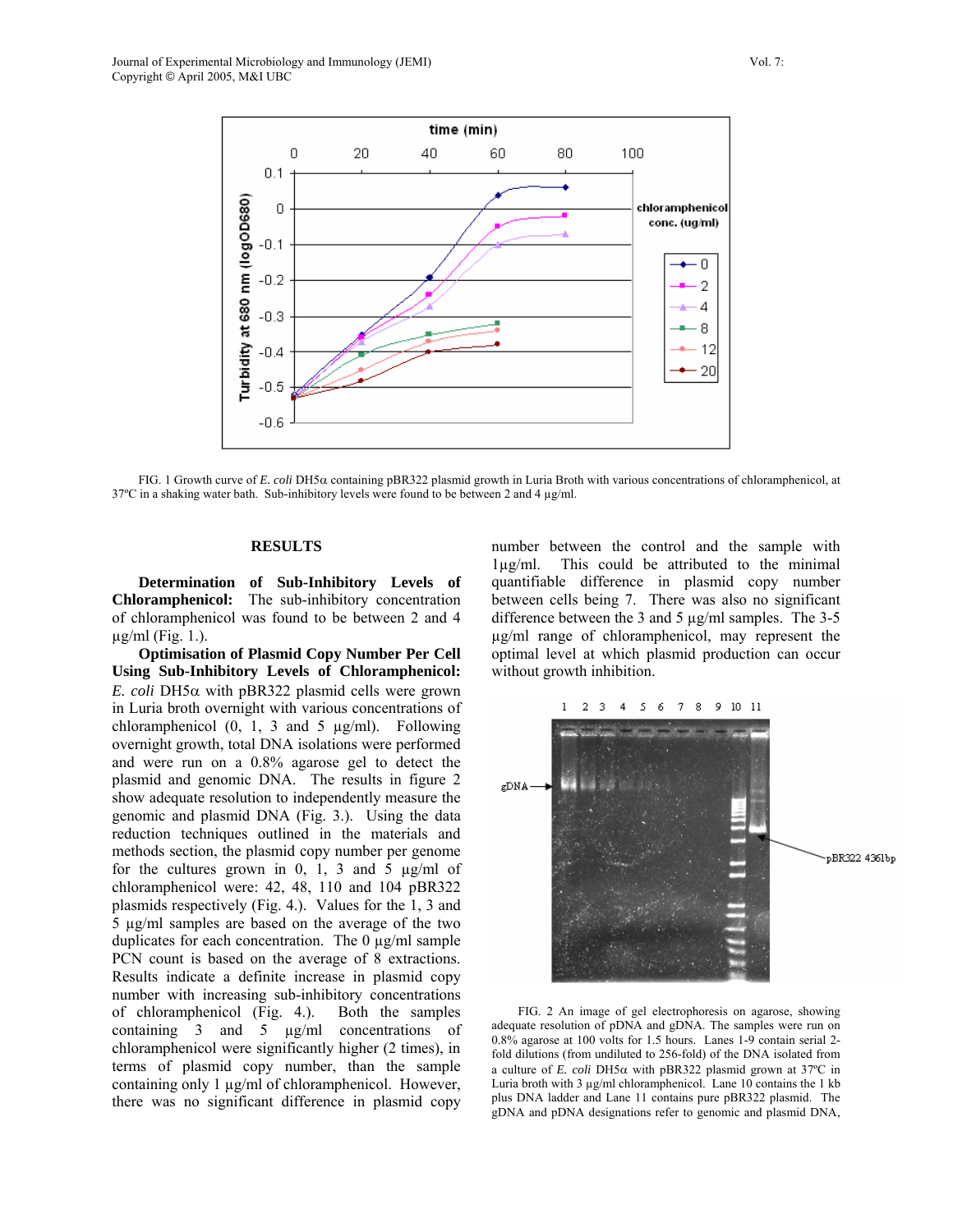FIG. 1 Growth curve of *E. coli* DH5α containing pBR322 plasmid growth in Luria Broth with various concentrations of chloramphenicol, at 37ºC in a shaking water bath. Sub-inhibitory levels were found to be between 2 and 4 µg/ml.

## RESULTS

**Determination of Sub-Inhibitory Levels of Chloramphenicol:** The sub-inhibitory concentration of chloramphenicol was found to be between 2 and 4 µg/ml (Fig. 1.).

**Optimisation of Plasmid Copy Number Per Cell Using Sub-Inhibitory Levels of Chloramphenicol:** *E. coli* DH5α with pBR322 plasmid cells were grown in Luria broth overnight with various concentrations of chloramphenicol (0, 1, 3 and 5 µg/ml). Following overnight growth, total DNA isolations were performed and were run on a 0.8% agarose gel to detect the plasmid and genomic DNA. The results in figure 2 show adequate resolution to independently measure the genomic and plasmid DNA (Fig. 3.). Using the data reduction techniques outlined in the materials and methods section, the plasmid copy number per genome for the cultures grown in 0, 1, 3 and 5 µg/ml of chloramphenicol were: 42, 48, 110 and 104 pBR322 plasmids respectively (Fig. 4.). Values for the 1, 3 and 5 µg/ml samples are based on the average of the two duplicates for each concentration. The 0 µg/ml sample PCN count is based on the average of 8 extractions. Results indicate a definite increase in plasmid copy number with increasing sub-inhibitory concentrations of chloramphenicol (Fig. 4.). Both the samples containing 3 and 5 µg/ml concentrations of chloramphenicol were significantly higher (2 times), in terms of plasmid copy number, than the sample containing only 1 µg/ml of chloramphenicol. However, there was no significant difference in plasmid copy number between the control and the sample with 1µg/ml. This could be attributed to the minimal quantifiable difference in plasmid copy number between cells being 7. There was also no significant difference between the 3 and 5 µg/ml samples. The 3-5 µg/ml range of chloramphenicol, may represent the optimal level at which plasmid production can occur without growth inhibition.

FIG. 2 An image of gel electrophoresis on agarose, showing adequate resolution of pDNA and gDNA. The samples were run on 0.8% agarose at 100 volts for 1.5 hours. Lanes 1-9 contain serial 2-fold dilutions (from undiluted to 256-fold) of the DNA isolated from a culture of *E. coli* DH5α with pBR322 plasmid grown at 37ºC in Luria broth with 3 µg/ml chloramphenicol. Lane 10 contains the 1 kb plus DNA ladder and Lane 11 contains pure pBR322 plasmid. The gDNA and pDNA designations refer to genomic and plasmid DNA,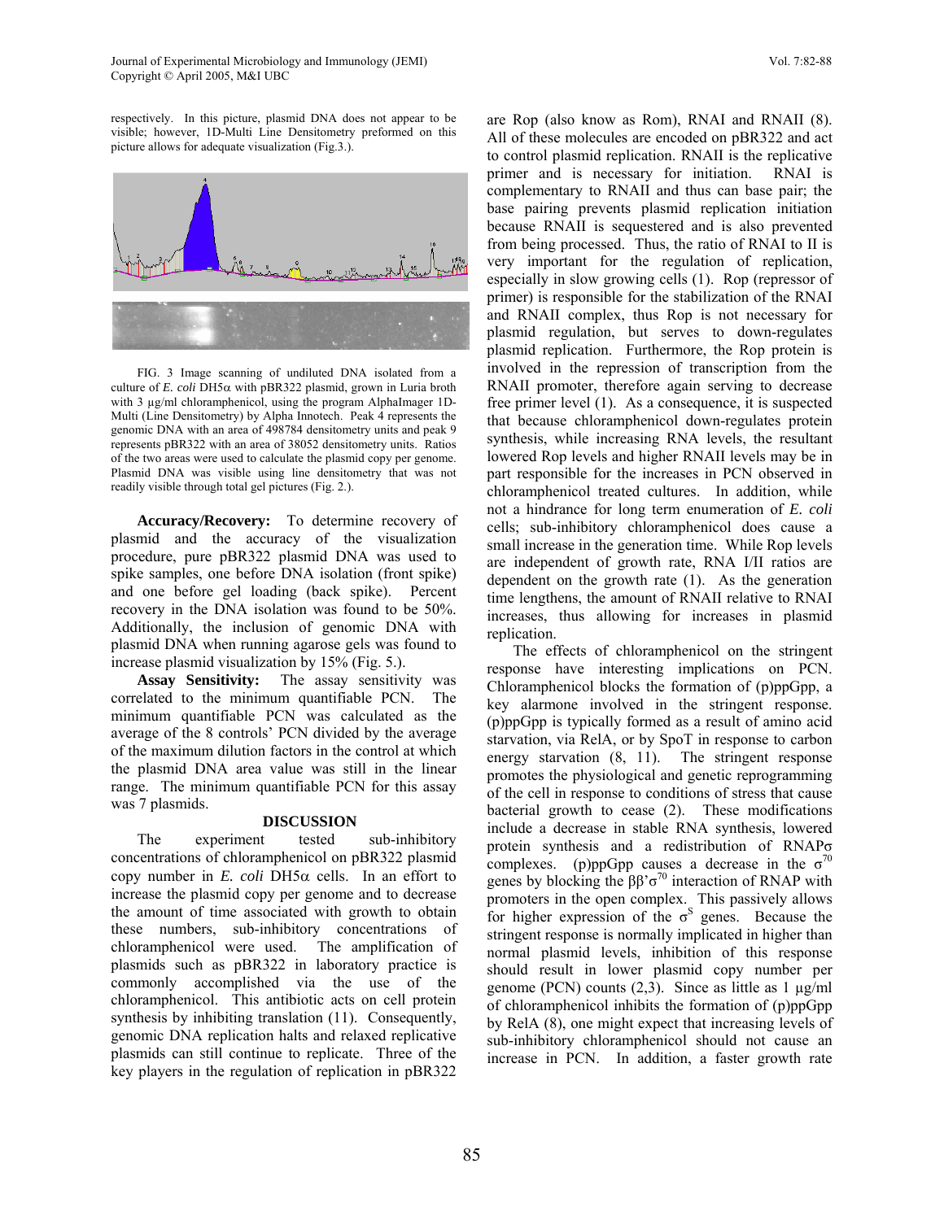respectively. In this picture, plasmid DNA does not appear to be visible; however, 1D-Multi Line Densitometry preformed on this picture allows for adequate visualization (Fig.3.).

FIG. 3 Image scanning of undiluted DNA isolated from a culture of *E. coli* DH5α with pBR322 plasmid, grown in Luria broth with 3 µg/ml chloramphenicol, using the program AlphaImager 1D-Multi (Line Densitometry) by Alpha Innotech. Peak 4 represents the genomic DNA with an area of 498784 densitometry units and peak 9 represents pBR322 with an area of 38052 densitometry units. Ratios of the two areas were used to calculate the plasmid copy per genome. Plasmid DNA was visible using line densitometry that was not readily visible through total gel pictures (Fig. 2.).

**Accuracy/Recovery:** To determine recovery of plasmid and the accuracy of the visualization procedure, pure pBR322 plasmid DNA was used to spike samples, one before DNA isolation (front spike) and one before gel loading (back spike). Percent recovery in the DNA isolation was found to be 50%. Additionally, the inclusion of genomic DNA with plasmid DNA when running agarose gels was found to increase plasmid visualization by 15% (Fig. 5.).

**Assay Sensitivity:** The assay sensitivity was correlated to the minimum quantifiable PCN. The minimum quantifiable PCN was calculated as the average of the 8 controls' PCN divided by the average of the maximum dilution factors in the control at which the plasmid DNA area value was still in the linear range. The minimum quantifiable PCN for this assay was 7 plasmids.

## DISCUSSION

The experiment tested sub-inhibitory concentrations of chloramphenicol on pBR322 plasmid copy number in *E. coli* DH5α cells. In an effort to increase the plasmid copy per genome and to decrease the amount of time associated with growth to obtain these numbers, sub-inhibitory concentrations of chloramphenicol were used. The amplification of plasmids such as pBR322 in laboratory practice is commonly accomplished via the use of the chloramphenicol. This antibiotic acts on cell protein synthesis by inhibiting translation (11). Consequently, genomic DNA replication halts and relaxed replicative plasmids can still continue to replicate. Three of the key players in the regulation of replication in pBR322 are Rop (also know as Rom), RNAI and RNAII (8). All of these molecules are encoded on pBR322 and act to control plasmid replication. RNAII is the replicative primer and is necessary for initiation. RNAI is complementary to RNAII and thus can base pair; the base pairing prevents plasmid replication initiation because RNAII is sequestered and is also prevented from being processed. Thus, the ratio of RNAI to II is very important for the regulation of replication, especially in slow growing cells (1). Rop (repressor of primer) is responsible for the stabilization of the RNAI and RNAII complex, thus Rop is not necessary for plasmid regulation, but serves to down-regulates plasmid replication. Furthermore, the Rop protein is involved in the repression of transcription from the RNAII promoter, therefore again serving to decrease free primer level (1). As a consequence, it is suspected that because chloramphenicol down-regulates protein synthesis, while increasing RNA levels, the resultant lowered Rop levels and higher RNAII levels may be in part responsible for the increases in PCN observed in chloramphenicol treated cultures. In addition, while not a hindrance for long term enumeration of *E. coli* cells; sub-inhibitory chloramphenicol does cause a small increase in the generation time. While Rop levels are independent of growth rate, RNA I/II ratios are dependent on the growth rate (1). As the generation time lengthens, the amount of RNAII relative to RNAI increases, thus allowing for increases in plasmid replication.

The effects of chloramphenicol on the stringent response have interesting implications on PCN. Chloramphenicol blocks the formation of (p)ppGpp, a key alarmone involved in the stringent response. (p)ppGpp is typically formed as a result of amino acid starvation, via RelA, or by SpoT in response to carbon energy starvation (8, 11). The stringent response promotes the physiological and genetic reprogramming of the cell in response to conditions of stress that cause bacterial growth to cease (2). These modifications include a decrease in stable RNA synthesis, lowered protein synthesis and a redistribution of RNAPσ complexes. (p)ppGpp causes a decrease in the $\sigma^{70}$ genes by blocking the $\beta\beta'\sigma^{70}$ interaction of RNAP with promoters in the open complex. This passively allows for higher expression of the $\sigma^{S}$ genes. Because the stringent response is normally implicated in higher than normal plasmid levels, inhibition of this response should result in lower plasmid copy number per genome (PCN) counts (2,3). Since as little as 1 µg/ml of chloramphenicol inhibits the formation of (p)ppGpp by RelA (8), one might expect that increasing levels of sub-inhibitory chloramphenicol should not cause an increase in PCN. In addition, a faster growth rate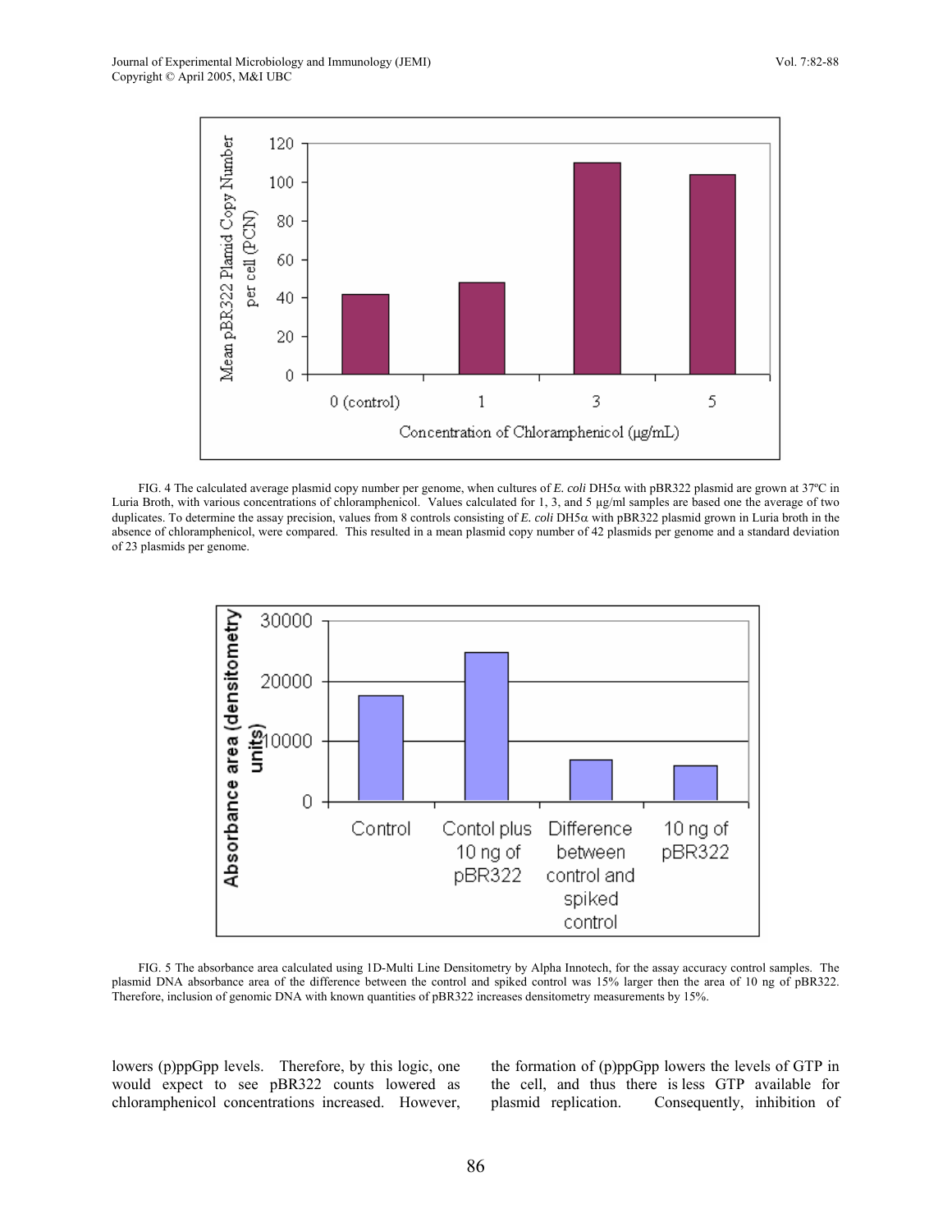FIG. 4 The calculated average plasmid copy number per genome, when cultures of *E. coli* DH5α with pBR322 plasmid are grown at 37ºC in Luria Broth, with various concentrations of chloramphenicol. Values calculated for 1, 3, and 5 µg/ml samples are based one the average of two duplicates. To determine the assay precision, values from 8 controls consisting of *E. coli* DH5α with pBR322 plasmid grown in Luria broth in the absence of chloramphenicol, were compared. This resulted in a mean plasmid copy number of 42 plasmids per genome and a standard deviation of 23 plasmids per genome.

FIG. 5 The absorbance area calculated using 1D-Multi Line Densitometry by Alpha Innotech, for the assay accuracy control samples. The plasmid DNA absorbance area of the difference between the control and spiked control was 15% larger then the area of 10 ng of pBR322. Therefore, inclusion of genomic DNA with known quantities of pBR322 increases densitometry measurements by 15%.

lowers (p)ppGpp levels. Therefore, by this logic, one would expect to see pBR322 counts lowered as chloramphenicol concentrations increased. However, the formation of (p)ppGpp lowers the levels of GTP in the cell, and thus there is less GTP available for plasmid replication. Consequently, inhibition of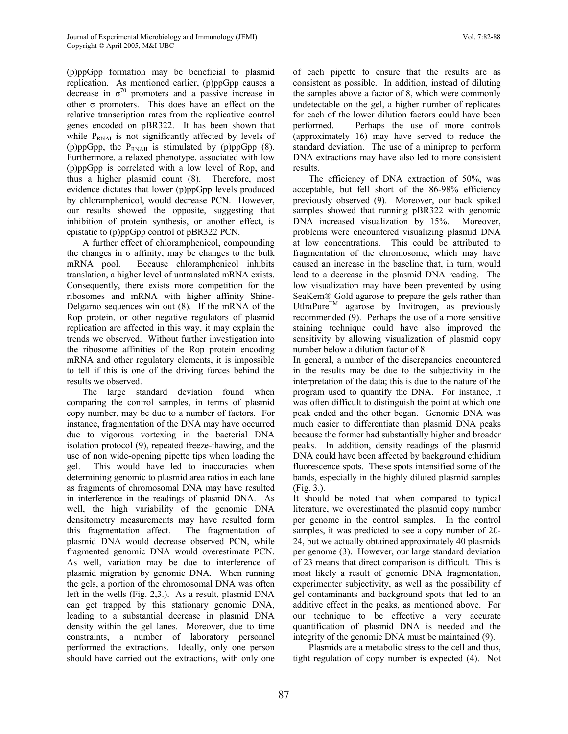(p)ppGpp formation may be beneficial to plasmid replication. As mentioned earlier, (p)ppGpp causes a decrease in $\sigma^{70}$ promoters and a passive increase in other σ promoters. This does have an effect on the relative transcription rates from the replicative control genes encoded on pBR322. It has been shown that while $P_{RNAI}$ is not significantly affected by levels of (p)ppGpp, the $P_{RNAII}$ is stimulated by (p)ppGpp (8). Furthermore, a relaxed phenotype, associated with low (p)ppGpp is correlated with a low level of Rop, and thus a higher plasmid count (8). Therefore, most evidence dictates that lower (p)ppGpp levels produced by chloramphenicol, would decrease PCN. However, our results showed the opposite, suggesting that inhibition of protein synthesis, or another effect, is epistatic to (p)ppGpp control of pBR322 PCN.

A further effect of chloramphenicol, compounding the changes in σ affinity, may be changes to the bulk mRNA pool. Because chloramphenicol inhibits translation, a higher level of untranslated mRNA exists. Consequently, there exists more competition for the ribosomes and mRNA with higher affinity Shine-Delgarno sequences win out (8). If the mRNA of the Rop protein, or other negative regulators of plasmid replication are affected in this way, it may explain the trends we observed. Without further investigation into the ribosome affinities of the Rop protein encoding mRNA and other regulatory elements, it is impossible to tell if this is one of the driving forces behind the results we observed.

The large standard deviation found when comparing the control samples, in terms of plasmid copy number, may be due to a number of factors. For instance, fragmentation of the DNA may have occurred due to vigorous vortexing in the bacterial DNA isolation protocol (9), repeated freeze-thawing, and the use of non wide-opening pipette tips when loading the gel. This would have led to inaccuracies when determining genomic to plasmid area ratios in each lane as fragments of chromosomal DNA may have resulted in interference in the readings of plasmid DNA. As well, the high variability of the genomic DNA densitometry measurements may have resulted form this fragmentation affect. The fragmentation of plasmid DNA would decrease observed PCN, while fragmented genomic DNA would overestimate PCN. As well, variation may be due to interference of plasmid migration by genomic DNA. When running the gels, a portion of the chromosomal DNA was often left in the wells (Fig. 2,3.). As a result, plasmid DNA can get trapped by this stationary genomic DNA, leading to a substantial decrease in plasmid DNA density within the gel lanes. Moreover, due to time constraints, a number of laboratory personnel performed the extractions. Ideally, only one person should have carried out the extractions, with only one of each pipette to ensure that the results are as consistent as possible. In addition, instead of diluting the samples above a factor of 8, which were commonly undetectable on the gel, a higher number of replicates for each of the lower dilution factors could have been performed. Perhaps the use of more controls (approximately 16) may have served to reduce the standard deviation. The use of a miniprep to perform DNA extractions may have also led to more consistent results.

The efficiency of DNA extraction of 50%, was acceptable, but fell short of the 86-98% efficiency previously observed (9). Moreover, our back spiked samples showed that running pBR322 with genomic DNA increased visualization by 15%. Moreover, problems were encountered visualizing plasmid DNA at low concentrations. This could be attributed to fragmentation of the chromosome, which may have caused an increase in the baseline that, in turn, would lead to a decrease in the plasmid DNA reading. The low visualization may have been prevented by using SeaKem® Gold agarose to prepare the gels rather than UtlraPure™ agarose by Invitrogen, as previously recommended (9). Perhaps the use of a more sensitive staining technique could have also improved the sensitivity by allowing visualization of plasmid copy number below a dilution factor of 8.

In general, a number of the discrepancies encountered in the results may be due to the subjectivity in the interpretation of the data; this is due to the nature of the program used to quantify the DNA. For instance, it was often difficult to distinguish the point at which one peak ended and the other began. Genomic DNA was much easier to differentiate than plasmid DNA peaks because the former had substantially higher and broader peaks. In addition, density readings of the plasmid DNA could have been affected by background ethidium fluorescence spots. These spots intensified some of the bands, especially in the highly diluted plasmid samples (Fig. 3.).

It should be noted that when compared to typical literature, we overestimated the plasmid copy number per genome in the control samples. In the control samples, it was predicted to see a copy number of 20-24, but we actually obtained approximately 40 plasmids per genome (3). However, our large standard deviation of 23 means that direct comparison is difficult. This is most likely a result of genomic DNA fragmentation, experimenter subjectivity, as well as the possibility of gel contaminants and background spots that led to an additive effect in the peaks, as mentioned above. For our technique to be effective a very accurate quantification of plasmid DNA is needed and the integrity of the genomic DNA must be maintained (9).

Plasmids are a metabolic stress to the cell and thus, tight regulation of copy number is expected (4). Not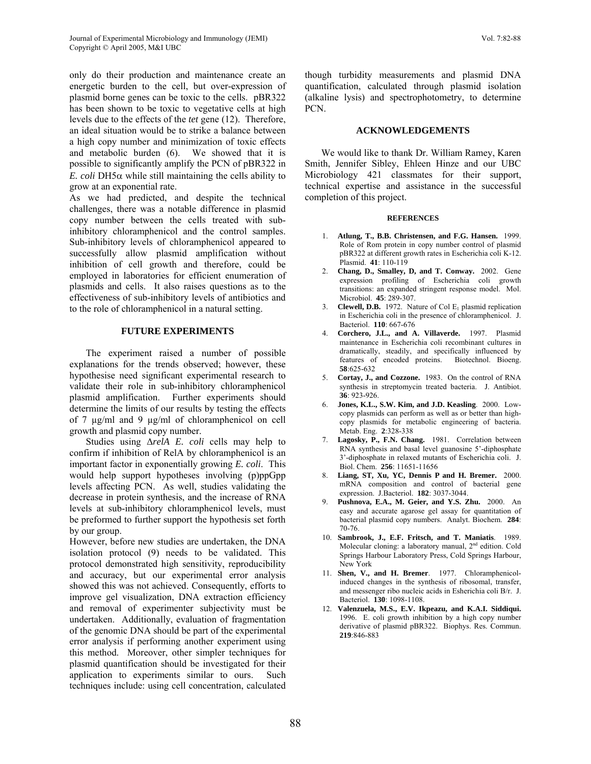only do their production and maintenance create an energetic burden to the cell, but over-expression of plasmid borne genes can be toxic to the cells. pBR322 has been shown to be toxic to vegetative cells at high levels due to the effects of the *tet* gene (12). Therefore, an ideal situation would be to strike a balance between a high copy number and minimization of toxic effects and metabolic burden (6). We showed that it is possible to significantly amplify the PCN of pBR322 in *E. coli* DH5α while still maintaining the cells ability to grow at an exponential rate.

As we had predicted, and despite the technical challenges, there was a notable difference in plasmid copy number between the cells treated with sub-inhibitory chloramphenicol and the control samples. Sub-inhibitory levels of chloramphenicol appeared to successfully allow plasmid amplification without inhibition of cell growth and therefore, could be employed in laboratories for efficient enumeration of plasmids and cells. It also raises questions as to the effectiveness of sub-inhibitory levels of antibiotics and to the role of chloramphenicol in a natural setting.

## FUTURE EXPERIMENTS

The experiment raised a number of possible explanations for the trends observed; however, these hypothesise need significant experimental research to validate their role in sub-inhibitory chloramphenicol plasmid amplification. Further experiments should determine the limits of our results by testing the effects of 7 µg/ml and 9 µg/ml of chloramphenicol on cell growth and plasmid copy number.

Studies using Δ*relA E. coli* cells may help to confirm if inhibition of RelA by chloramphenicol is an important factor in exponentially growing *E. coli*. This would help support hypotheses involving (p)ppGpp levels affecting PCN. As well, studies validating the decrease in protein synthesis, and the increase of RNA levels at sub-inhibitory chloramphenicol levels, must be preformed to further support the hypothesis set forth by our group.

However, before new studies are undertaken, the DNA isolation protocol (9) needs to be validated. This protocol demonstrated high sensitivity, reproducibility and accuracy, but our experimental error analysis showed this was not achieved. Consequently, efforts to improve gel visualization, DNA extraction efficiency and removal of experimenter subjectivity must be undertaken. Additionally, evaluation of fragmentation of the genomic DNA should be part of the experimental error analysis if performing another experiment using this method. Moreover, other simpler techniques for plasmid quantification should be investigated for their application to experiments similar to ours. Such techniques include: using cell concentration, calculated though turbidity measurements and plasmid DNA quantification, calculated through plasmid isolation (alkaline lysis) and spectrophotometry, to determine PCN.

## ACKNOWLEDGEMENTS

We would like to thank Dr. William Ramey, Karen Smith, Jennifer Sibley, Ehleen Hinze and our UBC Microbiology 421 classmates for their support, technical expertise and assistance in the successful completion of this project.

## REFERENCES

1. **Atlung, T., B.B. Christensen, and F.G. Hansen.** 1999. Role of Rom protein in copy number control of plasmid pBR322 at different growth rates in Escherichia coli K-12. Plasmid. **41**: 110-119
2. **Chang, D., Smalley, D, and T. Conway.** 2002. Gene expression profiling of Escherichia coli growth transitions: an expanded stringent response model. Mol. Microbiol. **45**: 289-307.
3. **Clewell, D.B.** 1972. Nature of Col $E_1$ plasmid replication in Escherichia coli in the presence of chloramphenicol. J. Bacteriol. **110**: 667-676
4. **Corchero, J.L., and A. Villaverde.** 1997. Plasmid maintenance in Escherichia coli recombinant cultures in dramatically, steadily, and specifically influenced by features of encoded proteins. Biotechnol. Bioeng. **58**:625-632
5. **Cortay, J., and Cozzone.** 1983. On the control of RNA synthesis in streptomycin treated bacteria. J. Antibiot. **36**: 923-926.
6. **Jones, K.L., S.W. Kim, and J.D. Keasling**. 2000. Low-copy plasmids can perform as well as or better than high-copy plasmids for metabolic engineering of bacteria. Metab. Eng. **2**:328-338
7. **Lagosky, P., F.N. Chang.** 1981. Correlation between RNA synthesis and basal level guanosine 5'-diphosphate 3'-diphosphate in relaxed mutants of Escherichia coli. J. Biol. Chem. **256**: 11651-11656
8. **Liang, ST, Xu, YC, Dennis P and H. Bremer.** 2000. mRNA composition and control of bacterial gene expression. J.Bacteriol. **182**: 3037-3044.
9. **Pushnova, E.A., M. Geier, and Y.S. Zhu.** 2000. An easy and accurate agarose gel assay for quantitation of bacterial plasmid copy numbers. Analyt. Biochem. **284**: 70-76.
10. **Sambrook, J., E.F. Fritsch, and T. Maniatis**. 1989. Molecular cloning: a laboratory manual, 2nd edition. Cold Springs Harbour Laboratory Press, Cold Springs Harbour, New York
11. **Shen, V., and H. Bremer**. 1977. Chloramphenicol-induced changes in the synthesis of ribosomal, transfer, and messenger ribo nucleic acids in Esherichia coli B/r. J. Bacteriol. **130**: 1098-1108.
12. **Valenzuela, M.S., E.V. Ikpeazu, and K.A.I. Siddiqui.** 1996. E. coli growth inhibition by a high copy number derivative of plasmid pBR322. Biophys. Res. Commun. **219**:846-883